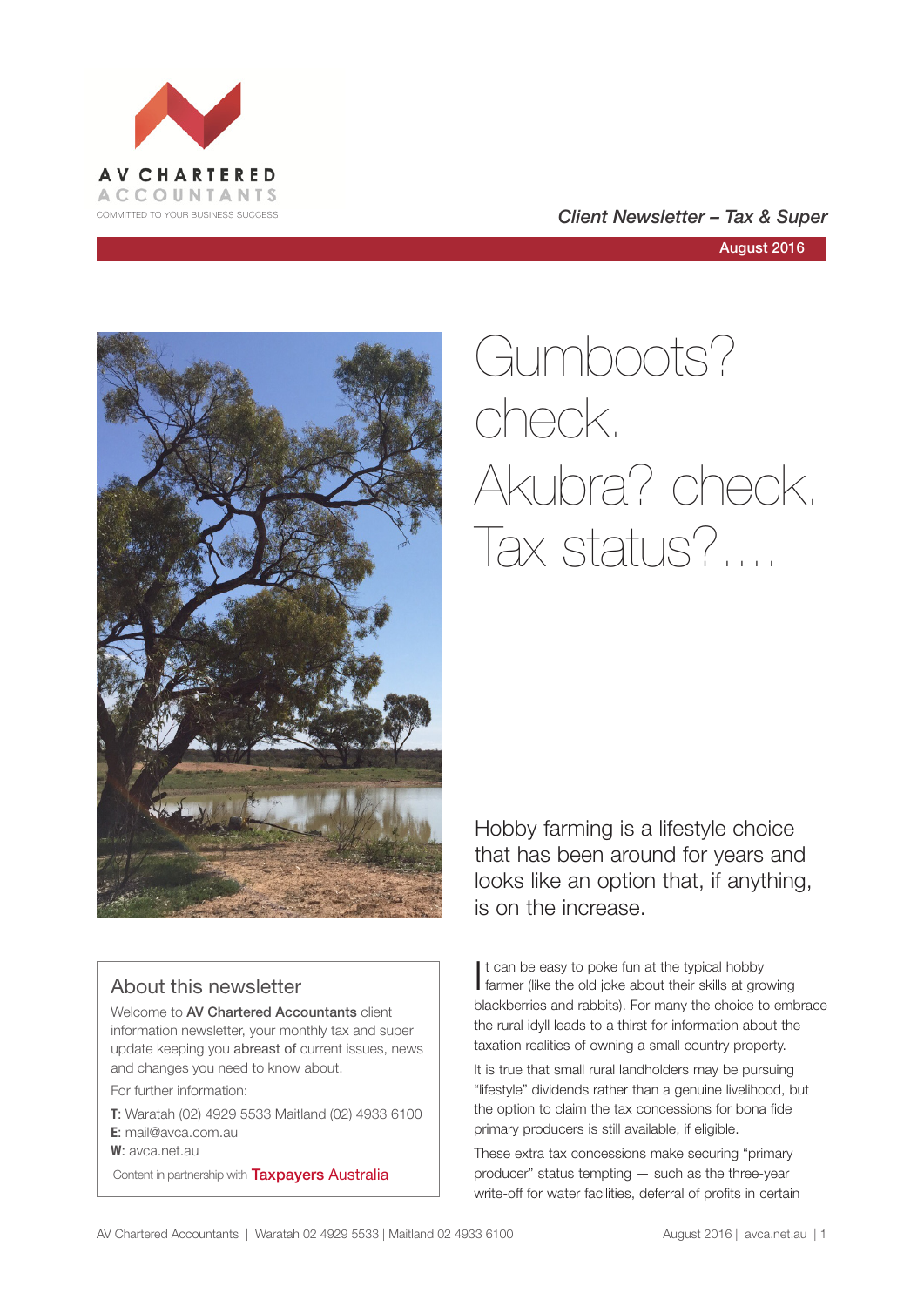AV CHARTERED ACCOUNTANTS

COMMITTED TO YOUR BUSINESS SUCCESS

*Client Newsletter – Tax & Super*

August 2016

# Gumboots? check. Akubra? check. Tax status?....

Hobby farming is a lifestyle choice that has been around for years and looks like an option that, if anything, is on the increase.

It can be easy to poke fun at the typical hobby farmer (like the old joke about their skills at growing blackberries and rabbits). For many the choice to embrace the rural idyll leads to a thirst for information about the taxation realities of owning a small country property.

It is true that small rural landholders may be pursuing "lifestyle" dividends rather than a genuine livelihood, but the option to claim the tax concessions for bona fide primary producers is still available, if eligible.

These extra tax concessions make securing "primary producer" status tempting — such as the three-year write-off for water facilities, deferral of profits in certain

## About this newsletter

Welcome to **AV Chartered Accountants** client information newsletter, your monthly tax and super update keeping you abreast of current issues, news and changes you need to know about.

For further information:

**T**: Waratah (02) 4929 5533 Maitland (02) 4933 6100
**E**: mail@avca.com.au
**W**: avca.net.au

Content in partnership with Taxpayers Australia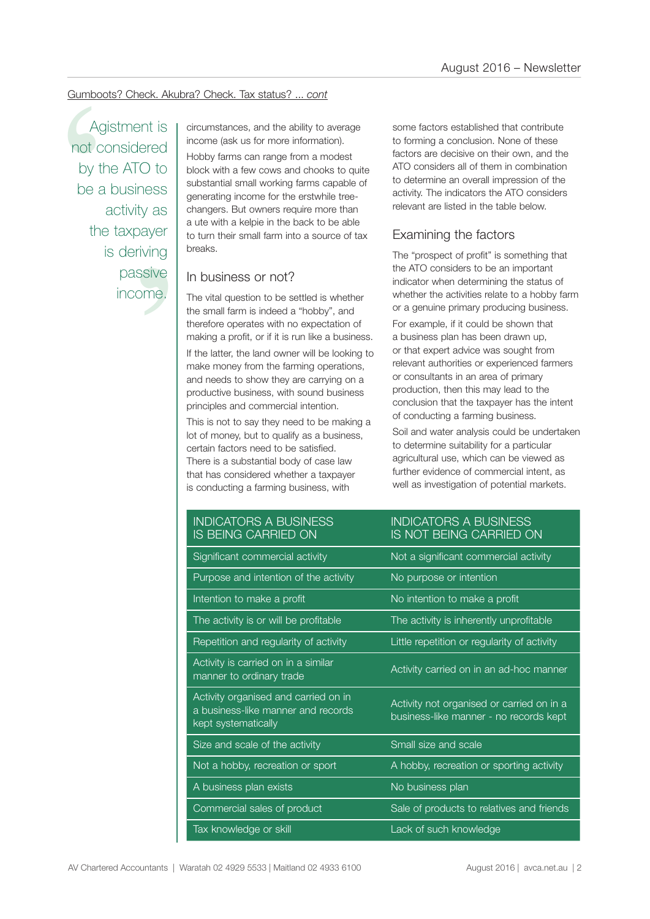Gumboots? Check. Akubra? Check. Tax status? ... *cont*

> Agistment is not considered by the ATO to be a business activity as the taxpayer is deriving passive income.

circumstances, and the ability to average income (ask us for more information).

Hobby farms can range from a modest block with a few cows and chooks to quite substantial small working farms capable of generating income for the erstwhile tree-changers. But owners require more than a ute with a kelpie in the back to be able to turn their small farm into a source of tax breaks.

## In business or not?

The vital question to be settled is whether the small farm is indeed a "hobby", and therefore operates with no expectation of making a profit, or if it is run like a business.

If the latter, the land owner will be looking to make money from the farming operations, and needs to show they are carrying on a productive business, with sound business principles and commercial intention.

This is not to say they need to be making a lot of money, but to qualify as a business, certain factors need to be satisfied. There is a substantial body of case law that has considered whether a taxpayer is conducting a farming business, with some factors established that contribute to forming a conclusion. None of these factors are decisive on their own, and the ATO considers all of them in combination to determine an overall impression of the activity. The indicators the ATO considers relevant are listed in the table below.

## Examining the factors

The "prospect of profit" is something that the ATO considers to be an important indicator when determining the status of whether the activities relate to a hobby farm or a genuine primary producing business.

For example, if it could be shown that a business plan has been drawn up, or that expert advice was sought from relevant authorities or experienced farmers or consultants in an area of primary production, then this may lead to the conclusion that the taxpayer has the intent of conducting a farming business.

Soil and water analysis could be undertaken to determine suitability for a particular agricultural use, which can be viewed as further evidence of commercial intent, as well as investigation of potential markets.

| INDICATORS A BUSINESS IS BEING CARRIED ON | INDICATORS A BUSINESS IS NOT BEING CARRIED ON |
|---|---|
| Significant commercial activity | Not a significant commercial activity |
| Purpose and intention of the activity | No purpose or intention |
| Intention to make a profit | No intention to make a profit |
| The activity is or will be profitable | The activity is inherently unprofitable |
| Repetition and regularity of activity | Little repetition or regularity of activity |
| Activity is carried on in a similar manner to ordinary trade | Activity carried on in an ad-hoc manner |
| Activity organised and carried on in a business-like manner and records kept systematically | Activity not organised or carried on in a business-like manner - no records kept |
| Size and scale of the activity | Small size and scale |
| Not a hobby, recreation or sport | A hobby, recreation or sporting activity |
| A business plan exists | No business plan |
| Commercial sales of product | Sale of products to relatives and friends |
| Tax knowledge or skill | Lack of such knowledge |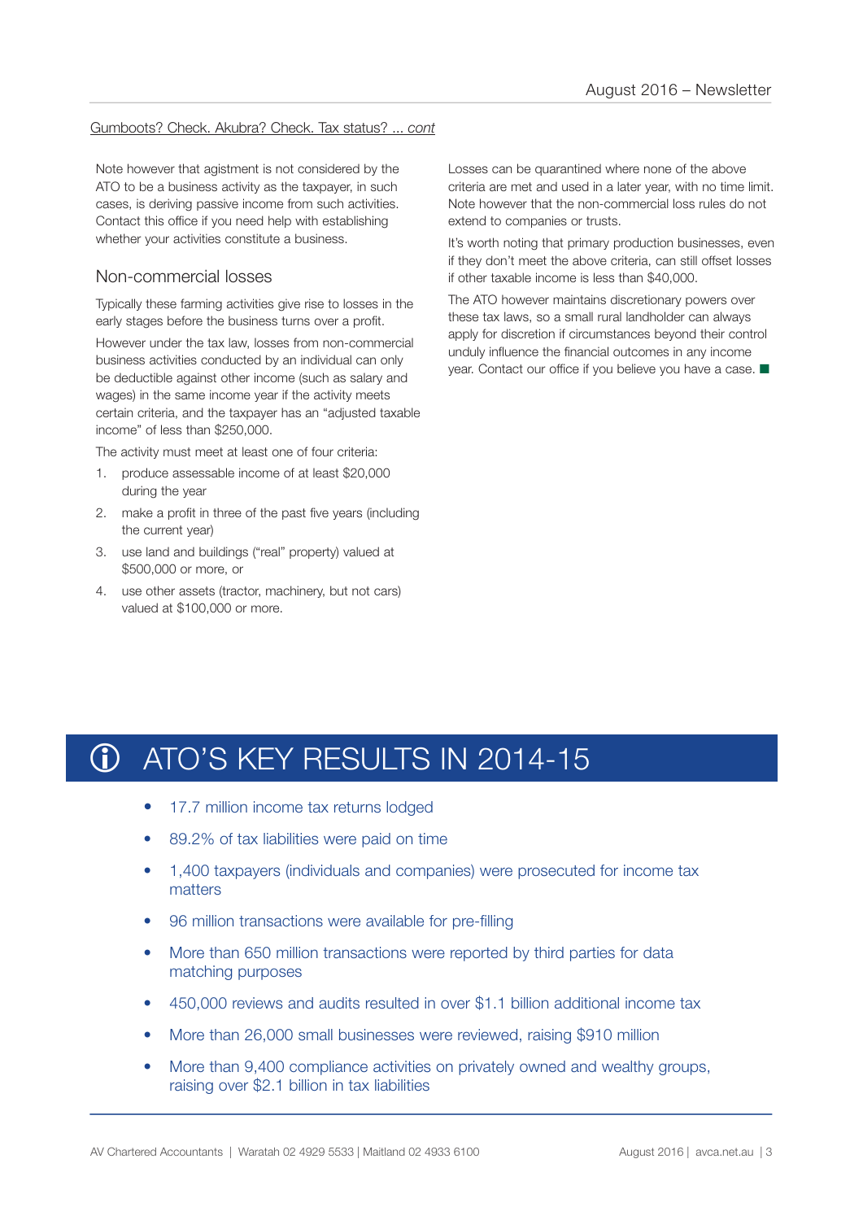Gumboots? Check. Akubra? Check. Tax status? ... *cont*

Note however that agistment is not considered by the ATO to be a business activity as the taxpayer, in such cases, is deriving passive income from such activities. Contact this office if you need help with establishing whether your activities constitute a business.

## Non-commercial losses

Typically these farming activities give rise to losses in the early stages before the business turns over a profit.

However under the tax law, losses from non-commercial business activities conducted by an individual can only be deductible against other income (such as salary and wages) in the same income year if the activity meets certain criteria, and the taxpayer has an "adjusted taxable income" of less than $250,000.

The activity must meet at least one of four criteria:

1. produce assessable income of at least $20,000 during the year
2. make a profit in three of the past five years (including the current year)
3. use land and buildings ("real" property) valued at $500,000 or more, or
4. use other assets (tractor, machinery, but not cars) valued at $100,000 or more.

Losses can be quarantined where none of the above criteria are met and used in a later year, with no time limit. Note however that the non-commercial loss rules do not extend to companies or trusts.

It's worth noting that primary production businesses, even if they don't meet the above criteria, can still offset losses if other taxable income is less than $40,000.

The ATO however maintains discretionary powers over these tax laws, so a small rural landholder can always apply for discretion if circumstances beyond their control unduly influence the financial outcomes in any income year. Contact our office if you believe you have a case. ■

# ATO'S KEY RESULTS IN 2014-15

- 17.7 million income tax returns lodged
- 89.2% of tax liabilities were paid on time
- 1,400 taxpayers (individuals and companies) were prosecuted for income tax matters
- 96 million transactions were available for pre-filling
- More than 650 million transactions were reported by third parties for data matching purposes
- 450,000 reviews and audits resulted in over $1.1 billion additional income tax
- More than 26,000 small businesses were reviewed, raising $910 million
- More than 9,400 compliance activities on privately owned and wealthy groups, raising over $2.1 billion in tax liabilities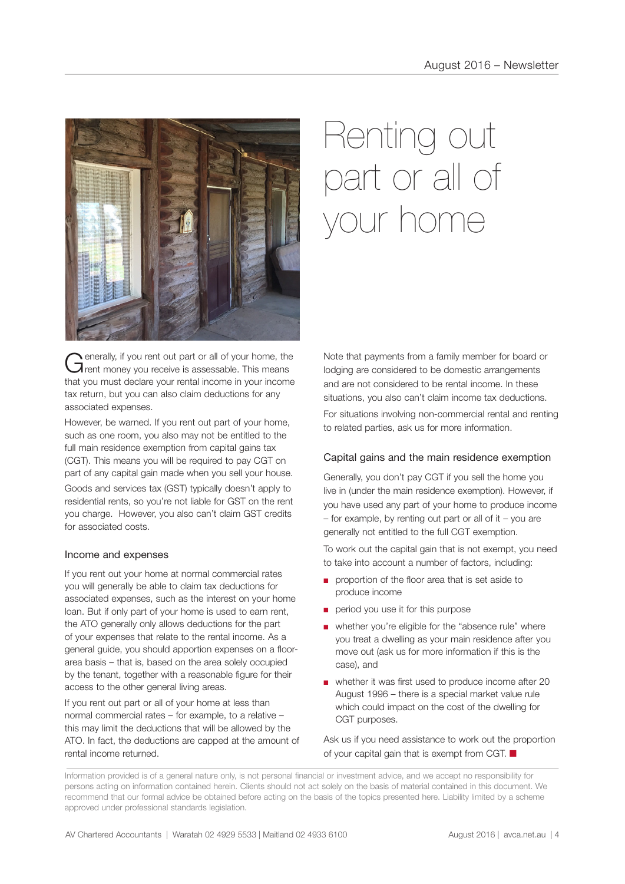# Renting out part or all of your home

Generally, if you rent out part or all of your home, the rent money you receive is assessable. This means that you must declare your rental income in your income tax return, but you can also claim deductions for any associated expenses.

However, be warned. If you rent out part of your home, such as one room, you also may not be entitled to the full main residence exemption from capital gains tax (CGT). This means you will be required to pay CGT on part of any capital gain made when you sell your house.

Goods and services tax (GST) typically doesn't apply to residential rents, so you're not liable for GST on the rent you charge. However, you also can't claim GST credits for associated costs.

## Income and expenses

If you rent out your home at normal commercial rates you will generally be able to claim tax deductions for associated expenses, such as the interest on your home loan. But if only part of your home is used to earn rent, the ATO generally only allows deductions for the part of your expenses that relate to the rental income. As a general guide, you should apportion expenses on a floor-area basis – that is, based on the area solely occupied by the tenant, together with a reasonable figure for their access to the other general living areas.

If you rent out part or all of your home at less than normal commercial rates – for example, to a relative – this may limit the deductions that will be allowed by the ATO. In fact, the deductions are capped at the amount of rental income returned.

Note that payments from a family member for board or lodging are considered to be domestic arrangements and are not considered to be rental income. In these situations, you also can't claim income tax deductions.

For situations involving non-commercial rental and renting to related parties, ask us for more information.

## Capital gains and the main residence exemption

Generally, you don't pay CGT if you sell the home you live in (under the main residence exemption). However, if you have used any part of your home to produce income – for example, by renting out part or all of it – you are generally not entitled to the full CGT exemption.

To work out the capital gain that is not exempt, you need to take into account a number of factors, including:

- proportion of the floor area that is set aside to produce income
- period you use it for this purpose
- whether you're eligible for the "absence rule" where you treat a dwelling as your main residence after you move out (ask us for more information if this is the case), and
- whether it was first used to produce income after 20 August 1996 – there is a special market value rule which could impact on the cost of the dwelling for CGT purposes.

Ask us if you need assistance to work out the proportion of your capital gain that is exempt from CGT. ■

Information provided is of a general nature only, is not personal financial or investment advice, and we accept no responsibility for persons acting on information contained herein. Clients should not act solely on the basis of material contained in this document. We recommend that our formal advice be obtained before acting on the basis of the topics presented here. Liability limited by a scheme approved under professional standards legislation.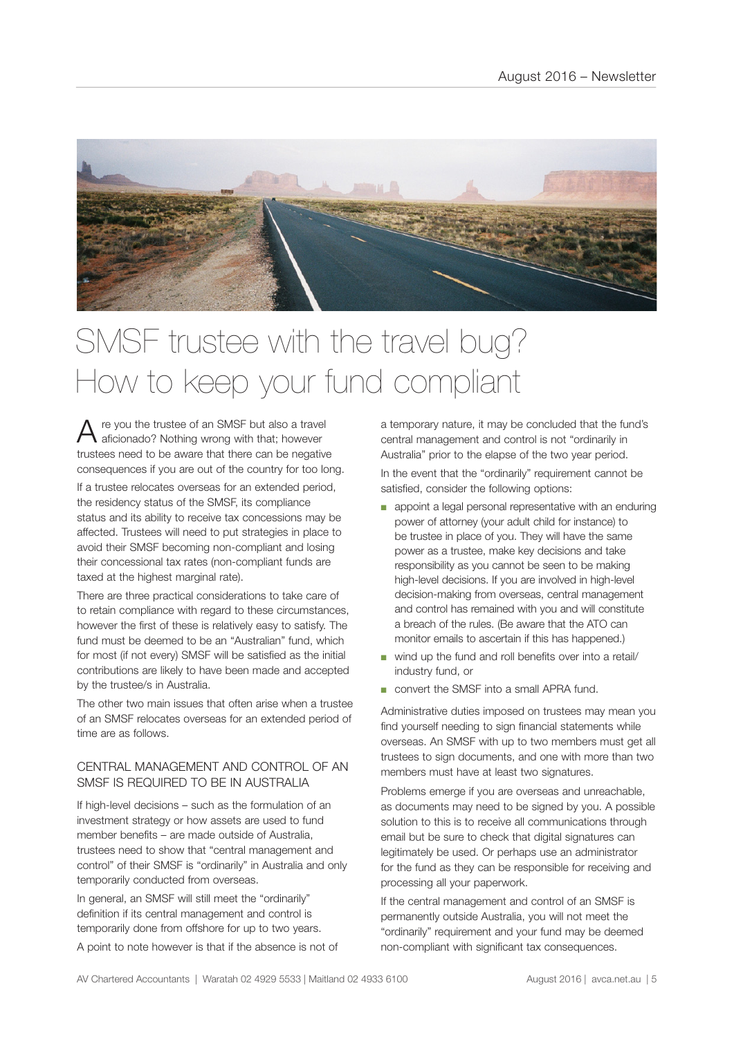# SMSF trustee with the travel bug? How to keep your fund compliant

Are you the trustee of an SMSF but also a travel aficionado? Nothing wrong with that; however trustees need to be aware that there can be negative consequences if you are out of the country for too long.

If a trustee relocates overseas for an extended period, the residency status of the SMSF, its compliance status and its ability to receive tax concessions may be affected. Trustees will need to put strategies in place to avoid their SMSF becoming non-compliant and losing their concessional tax rates (non-compliant funds are taxed at the highest marginal rate).

There are three practical considerations to take care of to retain compliance with regard to these circumstances, however the first of these is relatively easy to satisfy. The fund must be deemed to be an "Australian" fund, which for most (if not every) SMSF will be satisfied as the initial contributions are likely to have been made and accepted by the trustee/s in Australia.

The other two main issues that often arise when a trustee of an SMSF relocates overseas for an extended period of time are as follows.

## CENTRAL MANAGEMENT AND CONTROL OF AN SMSF IS REQUIRED TO BE IN AUSTRALIA

If high-level decisions – such as the formulation of an investment strategy or how assets are used to fund member benefits – are made outside of Australia, trustees need to show that "central management and control" of their SMSF is "ordinarily" in Australia and only temporarily conducted from overseas.

In general, an SMSF will still meet the "ordinarily" definition if its central management and control is temporarily done from offshore for up to two years.

A point to note however is that if the absence is not of a temporary nature, it may be concluded that the fund's central management and control is not "ordinarily in Australia" prior to the elapse of the two year period.

In the event that the "ordinarily" requirement cannot be satisfied, consider the following options:

- appoint a legal personal representative with an enduring power of attorney (your adult child for instance) to be trustee in place of you. They will have the same power as a trustee, make key decisions and take responsibility as you cannot be seen to be making high-level decisions. If you are involved in high-level decision-making from overseas, central management and control has remained with you and will constitute a breach of the rules. (Be aware that the ATO can monitor emails to ascertain if this has happened.)
- wind up the fund and roll benefits over into a retail/industry fund, or
- convert the SMSF into a small APRA fund.

Administrative duties imposed on trustees may mean you find yourself needing to sign financial statements while overseas. An SMSF with up to two members must get all trustees to sign documents, and one with more than two members must have at least two signatures.

Problems emerge if you are overseas and unreachable, as documents may need to be signed by you. A possible solution to this is to receive all communications through email but be sure to check that digital signatures can legitimately be used. Or perhaps use an administrator for the fund as they can be responsible for receiving and processing all your paperwork.

If the central management and control of an SMSF is permanently outside Australia, you will not meet the "ordinarily" requirement and your fund may be deemed non-compliant with significant tax consequences.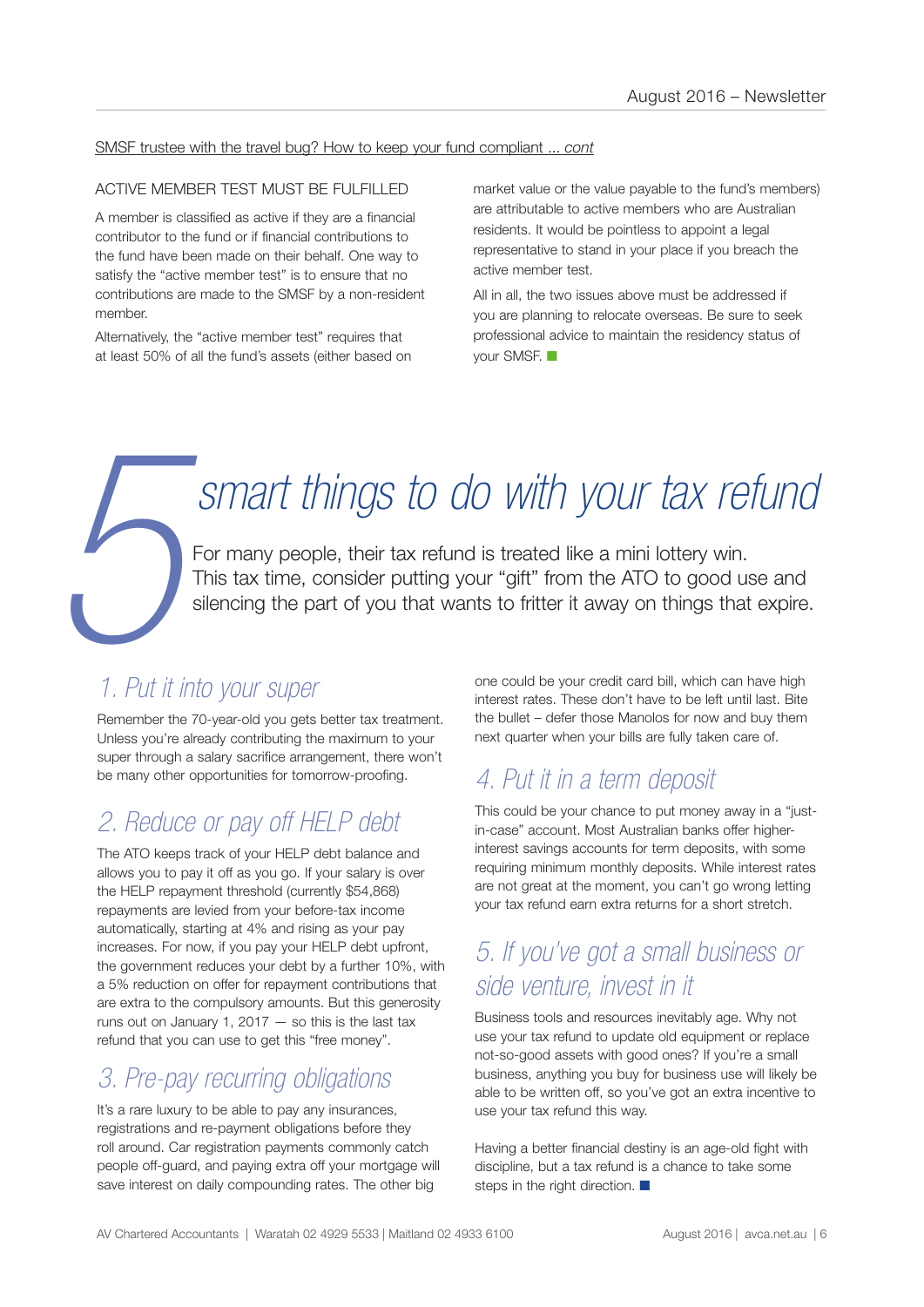SMSF trustee with the travel bug? How to keep your fund compliant ... *cont*

### ACTIVE MEMBER TEST MUST BE FULFILLED

A member is classified as active if they are a financial contributor to the fund or if financial contributions to the fund have been made on their behalf. One way to satisfy the "active member test" is to ensure that no contributions are made to the SMSF by a non-resident member.

Alternatively, the "active member test" requires that at least 50% of all the fund's assets (either based on market value or the value payable to the fund's members) are attributable to active members who are Australian residents. It would be pointless to appoint a legal representative to stand in your place if you breach the active member test.

All in all, the two issues above must be addressed if you are planning to relocate overseas. Be sure to seek professional advice to maintain the residency status of your SMSF. ■

# 5 smart things to do with your tax refund

For many people, their tax refund is treated like a mini lottery win. This tax time, consider putting your "gift" from the ATO to good use and silencing the part of you that wants to fritter it away on things that expire.

## 1. Put it into your super

Remember the 70-year-old you gets better tax treatment. Unless you're already contributing the maximum to your super through a salary sacrifice arrangement, there won't be many other opportunities for tomorrow-proofing.

## 2. Reduce or pay off HELP debt

The ATO keeps track of your HELP debt balance and allows you to pay it off as you go. If your salary is over the HELP repayment threshold (currently $54,868) repayments are levied from your before-tax income automatically, starting at 4% and rising as your pay increases. For now, if you pay your HELP debt upfront, the government reduces your debt by a further 10%, with a 5% reduction on offer for repayment contributions that are extra to the compulsory amounts. But this generosity runs out on January 1, 2017 — so this is the last tax refund that you can use to get this "free money".

## 3. Pre-pay recurring obligations

It's a rare luxury to be able to pay any insurances, registrations and re-payment obligations before they roll around. Car registration payments commonly catch people off-guard, and paying extra off your mortgage will save interest on daily compounding rates. The other big one could be your credit card bill, which can have high interest rates. These don't have to be left until last. Bite the bullet – defer those Manolos for now and buy them next quarter when your bills are fully taken care of.

## 4. Put it in a term deposit

This could be your chance to put money away in a "just-in-case" account. Most Australian banks offer higher-interest savings accounts for term deposits, with some requiring minimum monthly deposits. While interest rates are not great at the moment, you can't go wrong letting your tax refund earn extra returns for a short stretch.

## 5. If you've got a small business or side venture, invest in it

Business tools and resources inevitably age. Why not use your tax refund to update old equipment or replace not-so-good assets with good ones? If you're a small business, anything you buy for business use will likely be able to be written off, so you've got an extra incentive to use your tax refund this way.

Having a better financial destiny is an age-old fight with discipline, but a tax refund is a chance to take some steps in the right direction. ■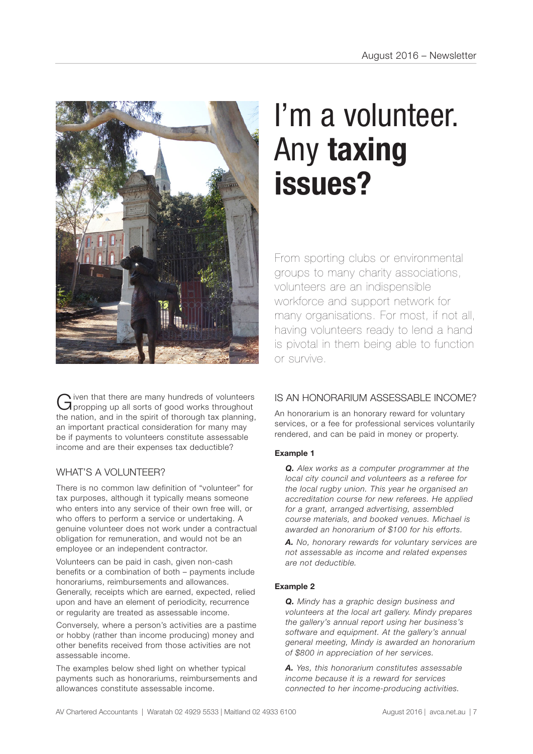# I'm a volunteer. Any **taxing issues?**

From sporting clubs or environmental groups to many charity associations, volunteers are an indispensible workforce and support network for many organisations. For most, if not all, having volunteers ready to lend a hand is pivotal in them being able to function or survive.

Given that there are many hundreds of volunteers propping up all sorts of good works throughout the nation, and in the spirit of thorough tax planning, an important practical consideration for many may be if payments to volunteers constitute assessable income and are their expenses tax deductible?

## WHAT'S A VOLUNTEER?

There is no common law definition of "volunteer" for tax purposes, although it typically means someone who enters into any service of their own free will, or who offers to perform a service or undertaking. A genuine volunteer does not work under a contractual obligation for remuneration, and would not be an employee or an independent contractor.

Volunteers can be paid in cash, given non-cash benefits or a combination of both – payments include honorariums, reimbursements and allowances. Generally, receipts which are earned, expected, relied upon and have an element of periodicity, recurrence or regularity are treated as assessable income.

Conversely, where a person's activities are a pastime or hobby (rather than income producing) money and other benefits received from those activities are not assessable income.

The examples below shed light on whether typical payments such as honorariums, reimbursements and allowances constitute assessable income.

## IS AN HONORARIUM ASSESSABLE INCOME?

An honorarium is an honorary reward for voluntary services, or a fee for professional services voluntarily rendered, and can be paid in money or property.

**Example 1**

> ***Q.*** *Alex works as a computer programmer at the local city council and volunteers as a referee for the local rugby union. This year he organised an accreditation course for new referees. He applied for a grant, arranged advertising, assembled course materials, and booked venues. Michael is awarded an honorarium of $100 for his efforts.*
>
> ***A.*** *No, honorary rewards for voluntary services are not assessable as income and related expenses are not deductible.*

**Example 2**

> ***Q.*** *Mindy has a graphic design business and volunteers at the local art gallery. Mindy prepares the gallery's annual report using her business's software and equipment. At the gallery's annual general meeting, Mindy is awarded an honorarium of $800 in appreciation of her services.*
>
> ***A.*** *Yes, this honorarium constitutes assessable income because it is a reward for services connected to her income-producing activities.*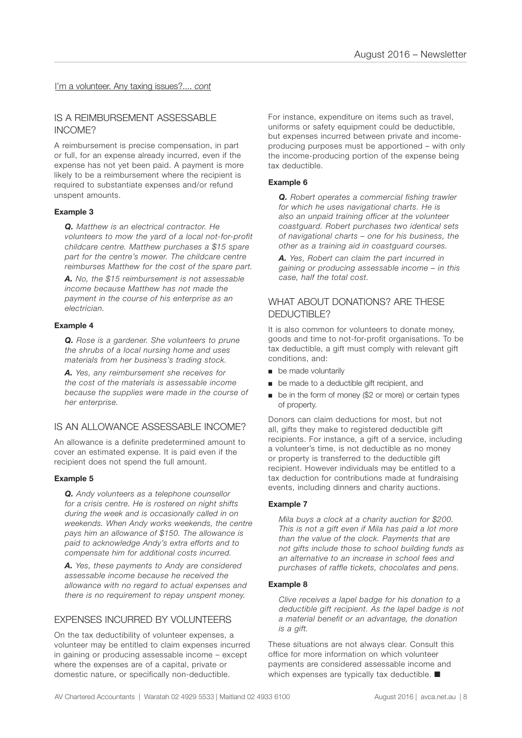I'm a volunteer. Any taxing issues?.... *cont*

## IS A REIMBURSEMENT ASSESSABLE INCOME?

A reimbursement is precise compensation, in part or full, for an expense already incurred, even if the expense has not yet been paid. A payment is more likely to be a reimbursement where the recipient is required to substantiate expenses and/or refund unspent amounts.

**Example 3**

> ***Q.*** *Matthew is an electrical contractor. He volunteers to mow the yard of a local not-for-profit childcare centre. Matthew purchases a $15 spare part for the centre's mower. The childcare centre reimburses Matthew for the cost of the spare part.*
>
> ***A.*** *No, the $15 reimbursement is not assessable income because Matthew has not made the payment in the course of his enterprise as an electrician.*

**Example 4**

> ***Q.*** *Rose is a gardener. She volunteers to prune the shrubs of a local nursing home and uses materials from her business's trading stock.*
>
> ***A.*** *Yes, any reimbursement she receives for the cost of the materials is assessable income because the supplies were made in the course of her enterprise.*

## IS AN ALLOWANCE ASSESSABLE INCOME?

An allowance is a definite predetermined amount to cover an estimated expense. It is paid even if the recipient does not spend the full amount.

**Example 5**

> ***Q.*** *Andy volunteers as a telephone counsellor for a crisis centre. He is rostered on night shifts during the week and is occasionally called in on weekends. When Andy works weekends, the centre pays him an allowance of $150. The allowance is paid to acknowledge Andy's extra efforts and to compensate him for additional costs incurred.*
>
> ***A.*** *Yes, these payments to Andy are considered assessable income because he received the allowance with no regard to actual expenses and there is no requirement to repay unspent money.*

## EXPENSES INCURRED BY VOLUNTEERS

On the tax deductibility of volunteer expenses, a volunteer may be entitled to claim expenses incurred in gaining or producing assessable income – except where the expenses are of a capital, private or domestic nature, or specifically non-deductible.

For instance, expenditure on items such as travel, uniforms or safety equipment could be deductible, but expenses incurred between private and income-producing purposes must be apportioned – with only the income-producing portion of the expense being tax deductible.

**Example 6**

> ***Q.*** *Robert operates a commercial fishing trawler for which he uses navigational charts. He is also an unpaid training officer at the volunteer coastguard. Robert purchases two identical sets of navigational charts – one for his business, the other as a training aid in coastguard courses.*
>
> ***A.*** *Yes, Robert can claim the part incurred in gaining or producing assessable income – in this case, half the total cost.*

## WHAT ABOUT DONATIONS? ARE THESE DEDUCTIBLE?

It is also common for volunteers to donate money, goods and time to not-for-profit organisations. To be tax deductible, a gift must comply with relevant gift conditions, and:

- be made voluntarily
- be made to a deductible gift recipient, and
- be in the form of money ($2 or more) or certain types of property.

Donors can claim deductions for most, but not all, gifts they make to registered deductible gift recipients. For instance, a gift of a service, including a volunteer's time, is not deductible as no money or property is transferred to the deductible gift recipient. However individuals may be entitled to a tax deduction for contributions made at fundraising events, including dinners and charity auctions.

**Example 7**

> *Mila buys a clock at a charity auction for $200. This is not a gift even if Mila has paid a lot more than the value of the clock. Payments that are not gifts include those to school building funds as an alternative to an increase in school fees and purchases of raffle tickets, chocolates and pens.*

**Example 8**

> *Clive receives a lapel badge for his donation to a deductible gift recipient. As the lapel badge is not a material benefit or an advantage, the donation is a gift.*

These situations are not always clear. Consult this office for more information on which volunteer payments are considered assessable income and which expenses are typically tax deductible. ■